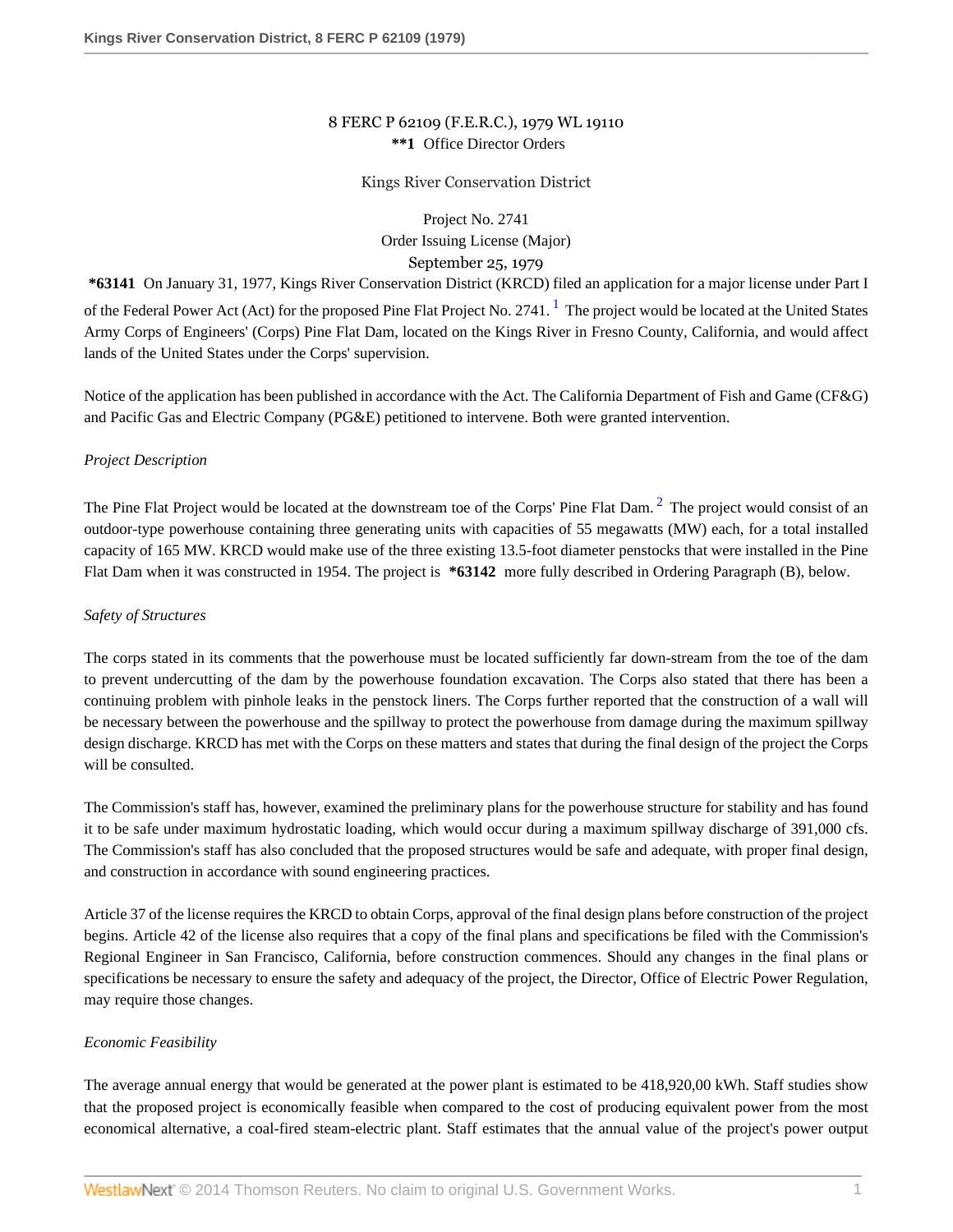8 FERC P 62109 (F.E.R.C.), 1979 WL 19110

**\*\*1** Office Director Orders

Kings River Conservation District

Project No. 2741

Order Issuing License (Major)

September 25, 1979

**\*63141** On January 31, 1977, Kings River Conservation District (KRCD) filed an application for a major license under Part I of the Federal Power Act (Act) for the proposed Pine Flat Project No. 2741. [1] The project would be located at the United States Army Corps of Engineers' (Corps) Pine Flat Dam, located on the Kings River in Fresno County, California, and would affect lands of the United States under the Corps' supervision.

Notice of the application has been published in accordance with the Act. The California Department of Fish and Game (CF&G) and Pacific Gas and Electric Company (PG&E) petitioned to intervene. Both were granted intervention.

*Project Description*

The Pine Flat Project would be located at the downstream toe of the Corps' Pine Flat Dam. [2] The project would consist of an outdoor-type powerhouse containing three generating units with capacities of 55 megawatts (MW) each, for a total installed capacity of 165 MW. KRCD would make use of the three existing 13.5-foot diameter penstocks that were installed in the Pine Flat Dam when it was constructed in 1954. The project is **\*63142** more fully described in Ordering Paragraph (B), below.

*Safety of Structures*

The corps stated in its comments that the powerhouse must be located sufficiently far down-stream from the toe of the dam to prevent undercutting of the dam by the powerhouse foundation excavation. The Corps also stated that there has been a continuing problem with pinhole leaks in the penstock liners. The Corps further reported that the construction of a wall will be necessary between the powerhouse and the spillway to protect the powerhouse from damage during the maximum spillway design discharge. KRCD has met with the Corps on these matters and states that during the final design of the project the Corps will be consulted.

The Commission's staff has, however, examined the preliminary plans for the powerhouse structure for stability and has found it to be safe under maximum hydrostatic loading, which would occur during a maximum spillway discharge of 391,000 cfs. The Commission's staff has also concluded that the proposed structures would be safe and adequate, with proper final design, and construction in accordance with sound engineering practices.

Article 37 of the license requires the KRCD to obtain Corps, approval of the final design plans before construction of the project begins. Article 42 of the license also requires that a copy of the final plans and specifications be filed with the Commission's Regional Engineer in San Francisco, California, before construction commences. Should any changes in the final plans or specifications be necessary to ensure the safety and adequacy of the project, the Director, Office of Electric Power Regulation, may require those changes.

*Economic Feasibility*

The average annual energy that would be generated at the power plant is estimated to be 418,920,00 kWh. Staff studies show that the proposed project is economically feasible when compared to the cost of producing equivalent power from the most economical alternative, a coal-fired steam-electric plant. Staff estimates that the annual value of the project's power output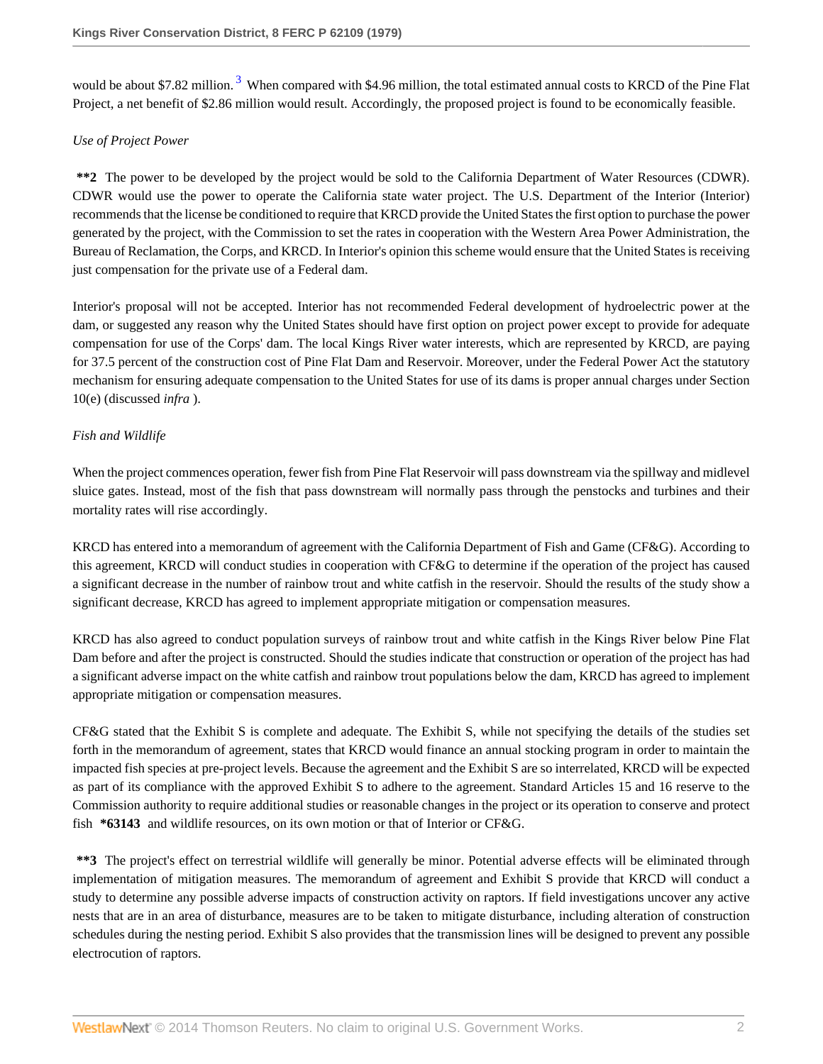would be about $7.82 million.[3] When compared with $4.96 million, the total estimated annual costs to KRCD of the Pine Flat Project, a net benefit of $2.86 million would result. Accordingly, the proposed project is found to be economically feasible.

*Use of Project Power*

**\*\*2** The power to be developed by the project would be sold to the California Department of Water Resources (CDWR). CDWR would use the power to operate the California state water project. The U.S. Department of the Interior (Interior) recommends that the license be conditioned to require that KRCD provide the United States the first option to purchase the power generated by the project, with the Commission to set the rates in cooperation with the Western Area Power Administration, the Bureau of Reclamation, the Corps, and KRCD. In Interior's opinion this scheme would ensure that the United States is receiving just compensation for the private use of a Federal dam.

Interior's proposal will not be accepted. Interior has not recommended Federal development of hydroelectric power at the dam, or suggested any reason why the United States should have first option on project power except to provide for adequate compensation for use of the Corps' dam. The local Kings River water interests, which are represented by KRCD, are paying for 37.5 percent of the construction cost of Pine Flat Dam and Reservoir. Moreover, under the Federal Power Act the statutory mechanism for ensuring adequate compensation to the United States for use of its dams is proper annual charges under Section 10(e) (discussed *infra* ).

*Fish and Wildlife*

When the project commences operation, fewer fish from Pine Flat Reservoir will pass downstream via the spillway and midlevel sluice gates. Instead, most of the fish that pass downstream will normally pass through the penstocks and turbines and their mortality rates will rise accordingly.

KRCD has entered into a memorandum of agreement with the California Department of Fish and Game (CF&G). According to this agreement, KRCD will conduct studies in cooperation with CF&G to determine if the operation of the project has caused a significant decrease in the number of rainbow trout and white catfish in the reservoir. Should the results of the study show a significant decrease, KRCD has agreed to implement appropriate mitigation or compensation measures.

KRCD has also agreed to conduct population surveys of rainbow trout and white catfish in the Kings River below Pine Flat Dam before and after the project is constructed. Should the studies indicate that construction or operation of the project has had a significant adverse impact on the white catfish and rainbow trout populations below the dam, KRCD has agreed to implement appropriate mitigation or compensation measures.

CF&G stated that the Exhibit S is complete and adequate. The Exhibit S, while not specifying the details of the studies set forth in the memorandum of agreement, states that KRCD would finance an annual stocking program in order to maintain the impacted fish species at pre-project levels. Because the agreement and the Exhibit S are so interrelated, KRCD will be expected as part of its compliance with the approved Exhibit S to adhere to the agreement. Standard Articles 15 and 16 reserve to the Commission authority to require additional studies or reasonable changes in the project or its operation to conserve and protect fish **\*63143** and wildlife resources, on its own motion or that of Interior or CF&G.

**\*\*3** The project's effect on terrestrial wildlife will generally be minor. Potential adverse effects will be eliminated through implementation of mitigation measures. The memorandum of agreement and Exhibit S provide that KRCD will conduct a study to determine any possible adverse impacts of construction activity on raptors. If field investigations uncover any active nests that are in an area of disturbance, measures are to be taken to mitigate disturbance, including alteration of construction schedules during the nesting period. Exhibit S also provides that the transmission lines will be designed to prevent any possible electrocution of raptors.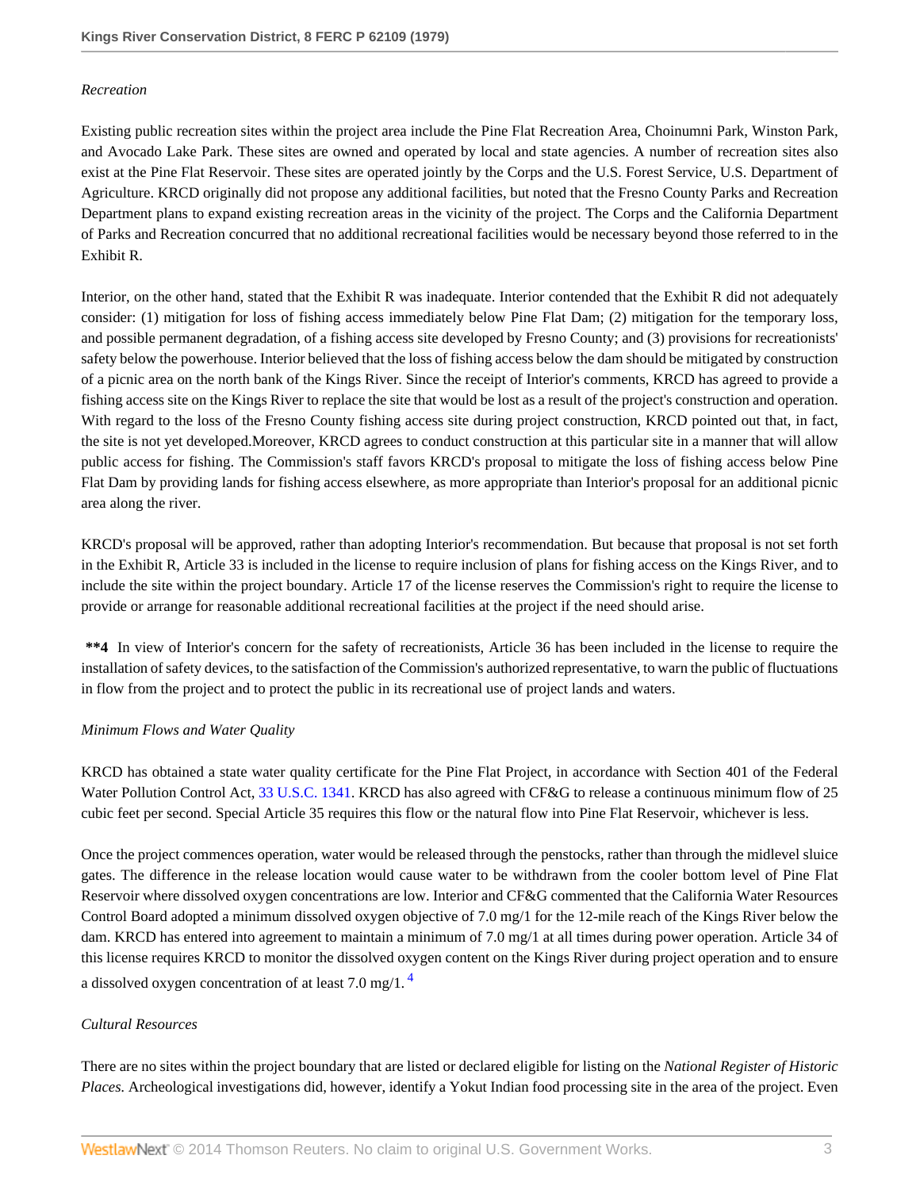*Recreation*

Existing public recreation sites within the project area include the Pine Flat Recreation Area, Choinumni Park, Winston Park, and Avocado Lake Park. These sites are owned and operated by local and state agencies. A number of recreation sites also exist at the Pine Flat Reservoir. These sites are operated jointly by the Corps and the U.S. Forest Service, U.S. Department of Agriculture. KRCD originally did not propose any additional facilities, but noted that the Fresno County Parks and Recreation Department plans to expand existing recreation areas in the vicinity of the project. The Corps and the California Department of Parks and Recreation concurred that no additional recreational facilities would be necessary beyond those referred to in the Exhibit R.

Interior, on the other hand, stated that the Exhibit R was inadequate. Interior contended that the Exhibit R did not adequately consider: (1) mitigation for loss of fishing access immediately below Pine Flat Dam; (2) mitigation for the temporary loss, and possible permanent degradation, of a fishing access site developed by Fresno County; and (3) provisions for recreationists' safety below the powerhouse. Interior believed that the loss of fishing access below the dam should be mitigated by construction of a picnic area on the north bank of the Kings River. Since the receipt of Interior's comments, KRCD has agreed to provide a fishing access site on the Kings River to replace the site that would be lost as a result of the project's construction and operation. With regard to the loss of the Fresno County fishing access site during project construction, KRCD pointed out that, in fact, the site is not yet developed.Moreover, KRCD agrees to conduct construction at this particular site in a manner that will allow public access for fishing. The Commission's staff favors KRCD's proposal to mitigate the loss of fishing access below Pine Flat Dam by providing lands for fishing access elsewhere, as more appropriate than Interior's proposal for an additional picnic area along the river.

KRCD's proposal will be approved, rather than adopting Interior's recommendation. But because that proposal is not set forth in the Exhibit R, Article 33 is included in the license to require inclusion of plans for fishing access on the Kings River, and to include the site within the project boundary. Article 17 of the license reserves the Commission's right to require the license to provide or arrange for reasonable additional recreational facilities at the project if the need should arise.

**\*\*4** In view of Interior's concern for the safety of recreationists, Article 36 has been included in the license to require the installation of safety devices, to the satisfaction of the Commission's authorized representative, to warn the public of fluctuations in flow from the project and to protect the public in its recreational use of project lands and waters.

*Minimum Flows and Water Quality*

KRCD has obtained a state water quality certificate for the Pine Flat Project, in accordance with Section 401 of the Federal Water Pollution Control Act, 33 U.S.C. 1341. KRCD has also agreed with CF&G to release a continuous minimum flow of 25 cubic feet per second. Special Article 35 requires this flow or the natural flow into Pine Flat Reservoir, whichever is less.

Once the project commences operation, water would be released through the penstocks, rather than through the midlevel sluice gates. The difference in the release location would cause water to be withdrawn from the cooler bottom level of Pine Flat Reservoir where dissolved oxygen concentrations are low. Interior and CF&G commented that the California Water Resources Control Board adopted a minimum dissolved oxygen objective of 7.0 mg/1 for the 12-mile reach of the Kings River below the dam. KRCD has entered into agreement to maintain a minimum of 7.0 mg/1 at all times during power operation. Article 34 of this license requires KRCD to monitor the dissolved oxygen content on the Kings River during project operation and to ensure a dissolved oxygen concentration of at least 7.0 mg/1. [4]

*Cultural Resources*

There are no sites within the project boundary that are listed or declared eligible for listing on the *National Register of Historic Places.* Archeological investigations did, however, identify a Yokut Indian food processing site in the area of the project. Even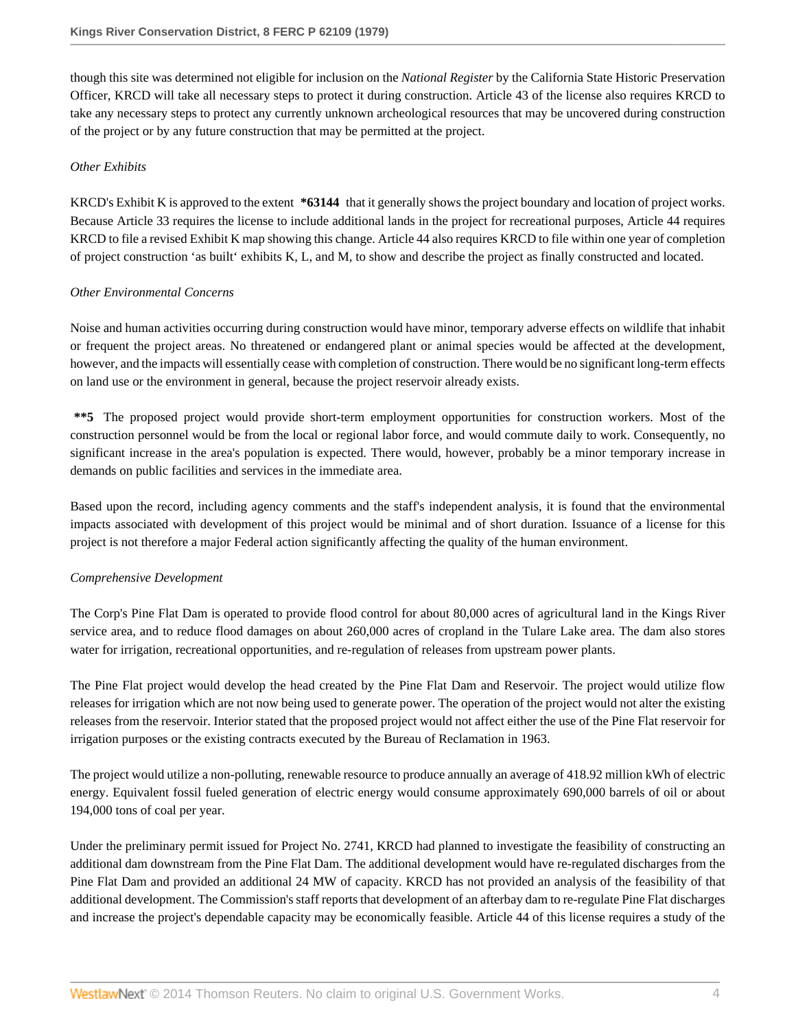though this site was determined not eligible for inclusion on the *National Register* by the California State Historic Preservation Officer, KRCD will take all necessary steps to protect it during construction. Article 43 of the license also requires KRCD to take any necessary steps to protect any currently unknown archeological resources that may be uncovered during construction of the project or by any future construction that may be permitted at the project.

*Other Exhibits*

KRCD's Exhibit K is approved to the extent **\*63144** that it generally shows the project boundary and location of project works. Because Article 33 requires the license to include additional lands in the project for recreational purposes, Article 44 requires KRCD to file a revised Exhibit K map showing this change. Article 44 also requires KRCD to file within one year of completion of project construction 'as built' exhibits K, L, and M, to show and describe the project as finally constructed and located.

*Other Environmental Concerns*

Noise and human activities occurring during construction would have minor, temporary adverse effects on wildlife that inhabit or frequent the project areas. No threatened or endangered plant or animal species would be affected at the development, however, and the impacts will essentially cease with completion of construction. There would be no significant long-term effects on land use or the environment in general, because the project reservoir already exists.

**\*\*5** The proposed project would provide short-term employment opportunities for construction workers. Most of the construction personnel would be from the local or regional labor force, and would commute daily to work. Consequently, no significant increase in the area's population is expected. There would, however, probably be a minor temporary increase in demands on public facilities and services in the immediate area.

Based upon the record, including agency comments and the staff's independent analysis, it is found that the environmental impacts associated with development of this project would be minimal and of short duration. Issuance of a license for this project is not therefore a major Federal action significantly affecting the quality of the human environment.

*Comprehensive Development*

The Corp's Pine Flat Dam is operated to provide flood control for about 80,000 acres of agricultural land in the Kings River service area, and to reduce flood damages on about 260,000 acres of cropland in the Tulare Lake area. The dam also stores water for irrigation, recreational opportunities, and re-regulation of releases from upstream power plants.

The Pine Flat project would develop the head created by the Pine Flat Dam and Reservoir. The project would utilize flow releases for irrigation which are not now being used to generate power. The operation of the project would not alter the existing releases from the reservoir. Interior stated that the proposed project would not affect either the use of the Pine Flat reservoir for irrigation purposes or the existing contracts executed by the Bureau of Reclamation in 1963.

The project would utilize a non-polluting, renewable resource to produce annually an average of 418.92 million kWh of electric energy. Equivalent fossil fueled generation of electric energy would consume approximately 690,000 barrels of oil or about 194,000 tons of coal per year.

Under the preliminary permit issued for Project No. 2741, KRCD had planned to investigate the feasibility of constructing an additional dam downstream from the Pine Flat Dam. The additional development would have re-regulated discharges from the Pine Flat Dam and provided an additional 24 MW of capacity. KRCD has not provided an analysis of the feasibility of that additional development. The Commission's staff reports that development of an afterbay dam to re-regulate Pine Flat discharges and increase the project's dependable capacity may be economically feasible. Article 44 of this license requires a study of the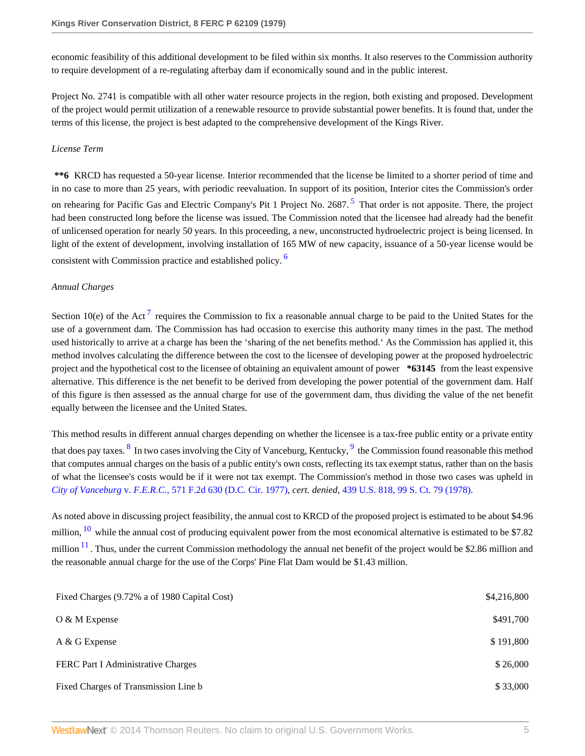economic feasibility of this additional development to be filed within six months. It also reserves to the Commission authority to require development of a re-regulating afterbay dam if economically sound and in the public interest.

Project No. 2741 is compatible with all other water resource projects in the region, both existing and proposed. Development of the project would permit utilization of a renewable resource to provide substantial power benefits. It is found that, under the terms of this license, the project is best adapted to the comprehensive development of the Kings River.

*License Term*

**\*\*6** KRCD has requested a 50-year license. Interior recommended that the license be limited to a shorter period of time and in no case to more than 25 years, with periodic reevaluation. In support of its position, Interior cites the Commission's order on rehearing for Pacific Gas and Electric Company's Pit 1 Project No. 2687.[5] That order is not apposite. There, the project had been constructed long before the license was issued. The Commission noted that the licensee had already had the benefit of unlicensed operation for nearly 50 years. In this proceeding, a new, unconstructed hydroelectric project is being licensed. In light of the extent of development, involving installation of 165 MW of new capacity, issuance of a 50-year license would be consistent with Commission practice and established policy.[6]

*Annual Charges*

Section 10(e) of the Act[7] requires the Commission to fix a reasonable annual charge to be paid to the United States for the use of a government dam. The Commission has had occasion to exercise this authority many times in the past. The method used historically to arrive at a charge has been the 'sharing of the net benefits method.' As the Commission has applied it, this method involves calculating the difference between the cost to the licensee of developing power at the proposed hydroelectric project and the hypothetical cost to the licensee of obtaining an equivalent amount of power **\*63145** from the least expensive alternative. This difference is the net benefit to be derived from developing the power potential of the government dam. Half of this figure is then assessed as the annual charge for use of the government dam, thus dividing the value of the net benefit equally between the licensee and the United States.

This method results in different annual charges depending on whether the licensee is a tax-free public entity or a private entity that does pay taxes.[8] In two cases involving the City of Vanceburg, Kentucky,[9] the Commission found reasonable this method that computes annual charges on the basis of a public entity's own costs, reflecting its tax exempt status, rather than on the basis of what the licensee's costs would be if it were not tax exempt. The Commission's method in those two cases was upheld in *City of Vanceburg* v. *F.E.R.C.,* 571 F.2d 630 (D.C. Cir. 1977), *cert. denied,* 439 U.S. 818, 99 S. Ct. 79 (1978).

As noted above in discussing project feasibility, the annual cost to KRCD of the proposed project is estimated to be about $4.96 million,[10] while the annual cost of producing equivalent power from the most economical alternative is estimated to be $7.82 million[11]. Thus, under the current Commission methodology the annual net benefit of the project would be $2.86 million and the reasonable annual charge for the use of the Corps' Pine Flat Dam would be $1.43 million.

| | |
|---|---|
| Fixed Charges (9.72% a of 1980 Capital Cost) | $4,216,800 |
| O & M Expense | $491,700 |
| A & G Expense | $ 191,800 |
| FERC Part I Administrative Charges | $ 26,000 |
| Fixed Charges of Transmission Line b | $ 33,000 |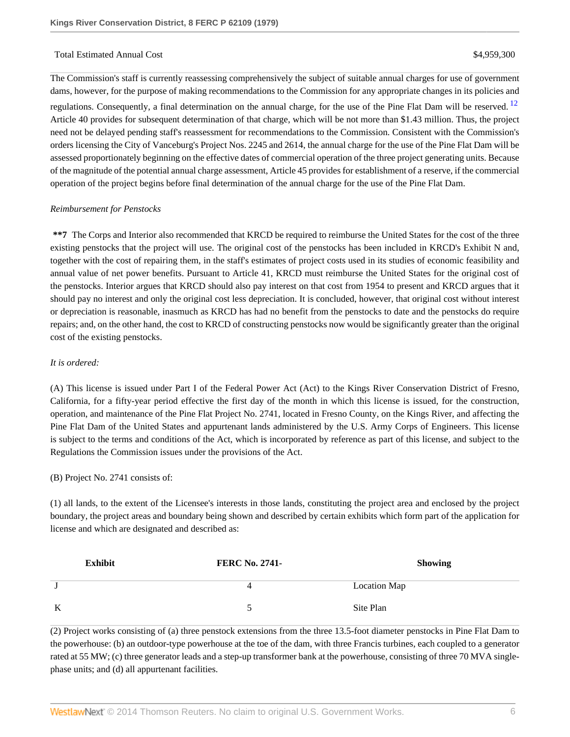| | |
|---|---|
| Total Estimated Annual Cost | $4,959,300 |

The Commission's staff is currently reassessing comprehensively the subject of suitable annual charges for use of government dams, however, for the purpose of making recommendations to the Commission for any appropriate changes in its policies and regulations. Consequently, a final determination on the annual charge, for the use of the Pine Flat Dam will be reserved. [12] Article 40 provides for subsequent determination of that charge, which will be not more than $1.43 million. Thus, the project need not be delayed pending staff's reassessment for recommendations to the Commission. Consistent with the Commission's orders licensing the City of Vanceburg's Project Nos. 2245 and 2614, the annual charge for the use of the Pine Flat Dam will be assessed proportionately beginning on the effective dates of commercial operation of the three project generating units. Because of the magnitude of the potential annual charge assessment, Article 45 provides for establishment of a reserve, if the commercial operation of the project begins before final determination of the annual charge for the use of the Pine Flat Dam.

*Reimbursement for Penstocks*

**\*\*7** The Corps and Interior also recommended that KRCD be required to reimburse the United States for the cost of the three existing penstocks that the project will use. The original cost of the penstocks has been included in KRCD's Exhibit N and, together with the cost of repairing them, in the staff's estimates of project costs used in its studies of economic feasibility and annual value of net power benefits. Pursuant to Article 41, KRCD must reimburse the United States for the original cost of the penstocks. Interior argues that KRCD should also pay interest on that cost from 1954 to present and KRCD argues that it should pay no interest and only the original cost less depreciation. It is concluded, however, that original cost without interest or depreciation is reasonable, inasmuch as KRCD has had no benefit from the penstocks to date and the penstocks do require repairs; and, on the other hand, the cost to KRCD of constructing penstocks now would be significantly greater than the original cost of the existing penstocks.

*It is ordered:*

(A) This license is issued under Part I of the Federal Power Act (Act) to the Kings River Conservation District of Fresno, California, for a fifty-year period effective the first day of the month in which this license is issued, for the construction, operation, and maintenance of the Pine Flat Project No. 2741, located in Fresno County, on the Kings River, and affecting the Pine Flat Dam of the United States and appurtenant lands administered by the U.S. Army Corps of Engineers. This license is subject to the terms and conditions of the Act, which is incorporated by reference as part of this license, and subject to the Regulations the Commission issues under the provisions of the Act.

(B) Project No. 2741 consists of:

(1) all lands, to the extent of the Licensee's interests in those lands, constituting the project area and enclosed by the project boundary, the project areas and boundary being shown and described by certain exhibits which form part of the application for license and which are designated and described as:

| Exhibit | FERC No. 2741- | Showing |
|---|---|---|
| J | 4 | Location Map |
| K | 5 | Site Plan |

(2) Project works consisting of (a) three penstock extensions from the three 13.5-foot diameter penstocks in Pine Flat Dam to the powerhouse: (b) an outdoor-type powerhouse at the toe of the dam, with three Francis turbines, each coupled to a generator rated at 55 MW; (c) three generator leads and a step-up transformer bank at the powerhouse, consisting of three 70 MVA single-phase units; and (d) all appurtenant facilities.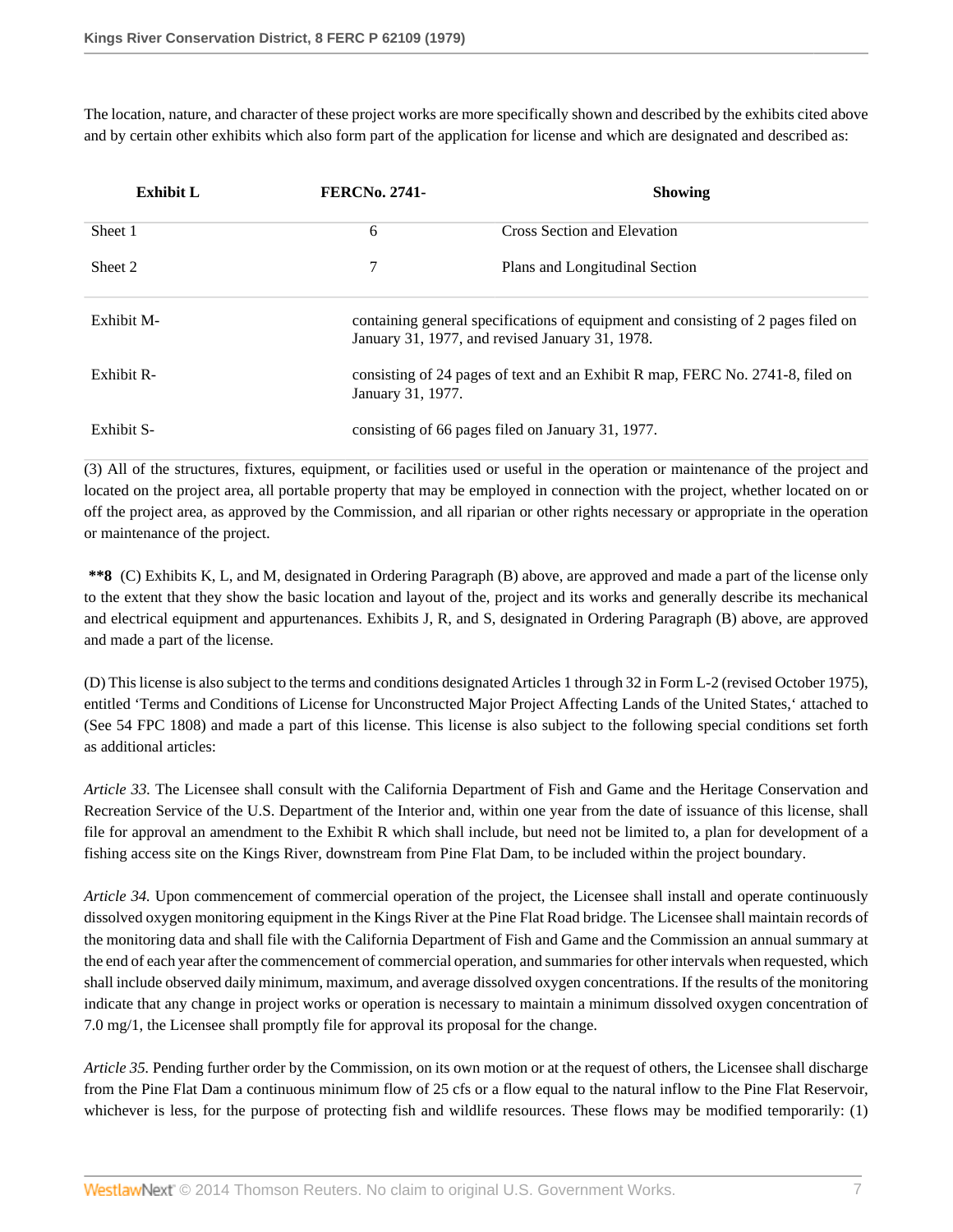The location, nature, and character of these project works are more specifically shown and described by the exhibits cited above and by certain other exhibits which also form part of the application for license and which are designated and described as:

| Exhibit L | FERCNo. 2741- | Showing |
| --- | --- | --- |
| Sheet 1 | 6 | Cross Section and Elevation |
| Sheet 2 | 7 | Plans and Longitudinal Section |

| | |
| --- | --- |
| Exhibit M- | containing general specifications of equipment and consisting of 2 pages filed on January 31, 1977, and revised January 31, 1978. |
| Exhibit R- | consisting of 24 pages of text and an Exhibit R map, FERC No. 2741-8, filed on January 31, 1977. |
| Exhibit S- | consisting of 66 pages filed on January 31, 1977. |

(3) All of the structures, fixtures, equipment, or facilities used or useful in the operation or maintenance of the project and located on the project area, all portable property that may be employed in connection with the project, whether located on or off the project area, as approved by the Commission, and all riparian or other rights necessary or appropriate in the operation or maintenance of the project.

**\*\*8** (C) Exhibits K, L, and M, designated in Ordering Paragraph (B) above, are approved and made a part of the license only to the extent that they show the basic location and layout of the, project and its works and generally describe its mechanical and electrical equipment and appurtenances. Exhibits J, R, and S, designated in Ordering Paragraph (B) above, are approved and made a part of the license.

(D) This license is also subject to the terms and conditions designated Articles 1 through 32 in Form L-2 (revised October 1975), entitled 'Terms and Conditions of License for Unconstructed Major Project Affecting Lands of the United States,' attached to (See 54 FPC 1808) and made a part of this license. This license is also subject to the following special conditions set forth as additional articles:

*Article 33.* The Licensee shall consult with the California Department of Fish and Game and the Heritage Conservation and Recreation Service of the U.S. Department of the Interior and, within one year from the date of issuance of this license, shall file for approval an amendment to the Exhibit R which shall include, but need not be limited to, a plan for development of a fishing access site on the Kings River, downstream from Pine Flat Dam, to be included within the project boundary.

*Article 34.* Upon commencement of commercial operation of the project, the Licensee shall install and operate continuously dissolved oxygen monitoring equipment in the Kings River at the Pine Flat Road bridge. The Licensee shall maintain records of the monitoring data and shall file with the California Department of Fish and Game and the Commission an annual summary at the end of each year after the commencement of commercial operation, and summaries for other intervals when requested, which shall include observed daily minimum, maximum, and average dissolved oxygen concentrations. If the results of the monitoring indicate that any change in project works or operation is necessary to maintain a minimum dissolved oxygen concentration of 7.0 mg/1, the Licensee shall promptly file for approval its proposal for the change.

*Article 35.* Pending further order by the Commission, on its own motion or at the request of others, the Licensee shall discharge from the Pine Flat Dam a continuous minimum flow of 25 cfs or a flow equal to the natural inflow to the Pine Flat Reservoir, whichever is less, for the purpose of protecting fish and wildlife resources. These flows may be modified temporarily: (1)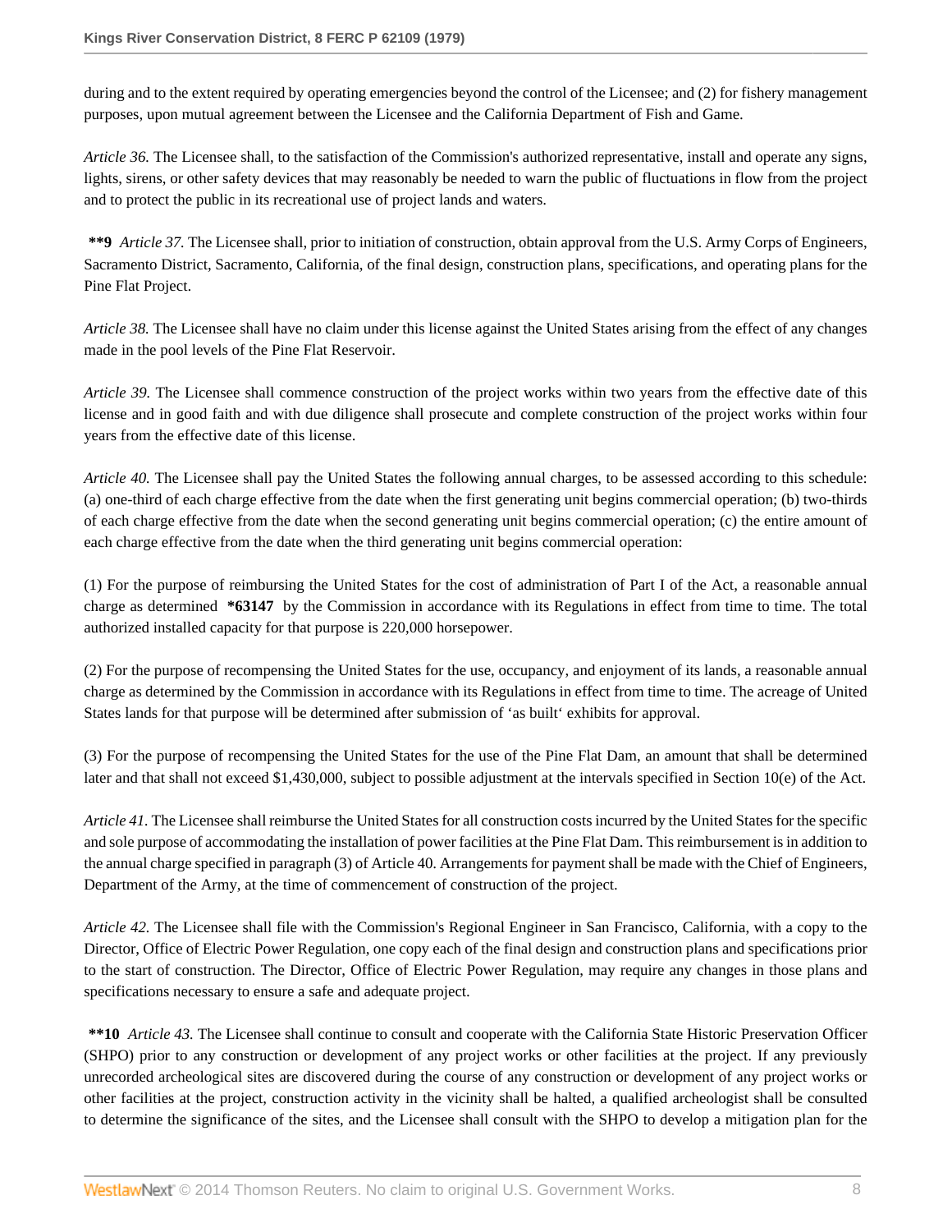during and to the extent required by operating emergencies beyond the control of the Licensee; and (2) for fishery management purposes, upon mutual agreement between the Licensee and the California Department of Fish and Game.

*Article 36.* The Licensee shall, to the satisfaction of the Commission's authorized representative, install and operate any signs, lights, sirens, or other safety devices that may reasonably be needed to warn the public of fluctuations in flow from the project and to protect the public in its recreational use of project lands and waters.

**\*\*9** *Article 37.* The Licensee shall, prior to initiation of construction, obtain approval from the U.S. Army Corps of Engineers, Sacramento District, Sacramento, California, of the final design, construction plans, specifications, and operating plans for the Pine Flat Project.

*Article 38.* The Licensee shall have no claim under this license against the United States arising from the effect of any changes made in the pool levels of the Pine Flat Reservoir.

*Article 39.* The Licensee shall commence construction of the project works within two years from the effective date of this license and in good faith and with due diligence shall prosecute and complete construction of the project works within four years from the effective date of this license.

*Article 40.* The Licensee shall pay the United States the following annual charges, to be assessed according to this schedule: (a) one-third of each charge effective from the date when the first generating unit begins commercial operation; (b) two-thirds of each charge effective from the date when the second generating unit begins commercial operation; (c) the entire amount of each charge effective from the date when the third generating unit begins commercial operation:

(1) For the purpose of reimbursing the United States for the cost of administration of Part I of the Act, a reasonable annual charge as determined **\*63147** by the Commission in accordance with its Regulations in effect from time to time. The total authorized installed capacity for that purpose is 220,000 horsepower.

(2) For the purpose of recompensing the United States for the use, occupancy, and enjoyment of its lands, a reasonable annual charge as determined by the Commission in accordance with its Regulations in effect from time to time. The acreage of United States lands for that purpose will be determined after submission of 'as built' exhibits for approval.

(3) For the purpose of recompensing the United States for the use of the Pine Flat Dam, an amount that shall be determined later and that shall not exceed $1,430,000, subject to possible adjustment at the intervals specified in Section 10(e) of the Act.

*Article 41.* The Licensee shall reimburse the United States for all construction costs incurred by the United States for the specific and sole purpose of accommodating the installation of power facilities at the Pine Flat Dam. This reimbursement is in addition to the annual charge specified in paragraph (3) of Article 40. Arrangements for payment shall be made with the Chief of Engineers, Department of the Army, at the time of commencement of construction of the project.

*Article 42.* The Licensee shall file with the Commission's Regional Engineer in San Francisco, California, with a copy to the Director, Office of Electric Power Regulation, one copy each of the final design and construction plans and specifications prior to the start of construction. The Director, Office of Electric Power Regulation, may require any changes in those plans and specifications necessary to ensure a safe and adequate project.

**\*\*10** *Article 43.* The Licensee shall continue to consult and cooperate with the California State Historic Preservation Officer (SHPO) prior to any construction or development of any project works or other facilities at the project. If any previously unrecorded archeological sites are discovered during the course of any construction or development of any project works or other facilities at the project, construction activity in the vicinity shall be halted, a qualified archeologist shall be consulted to determine the significance of the sites, and the Licensee shall consult with the SHPO to develop a mitigation plan for the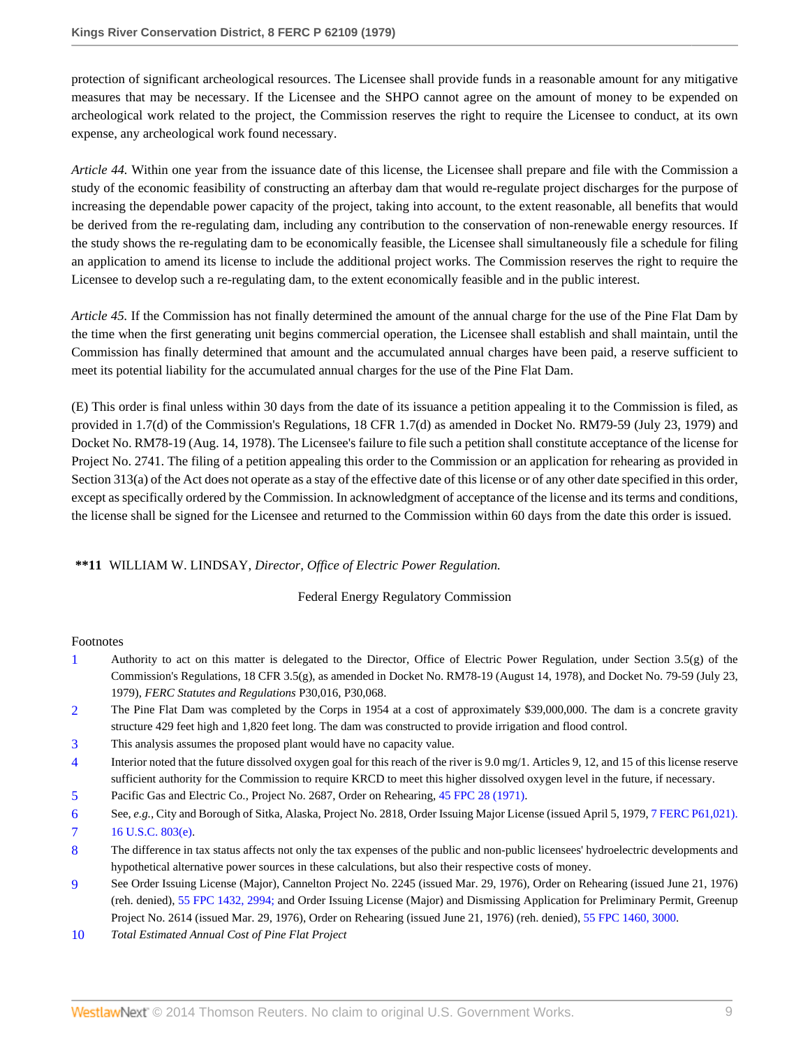protection of significant archeological resources. The Licensee shall provide funds in a reasonable amount for any mitigative measures that may be necessary. If the Licensee and the SHPO cannot agree on the amount of money to be expended on archeological work related to the project, the Commission reserves the right to require the Licensee to conduct, at its own expense, any archeological work found necessary.

*Article 44.* Within one year from the issuance date of this license, the Licensee shall prepare and file with the Commission a study of the economic feasibility of constructing an afterbay dam that would re-regulate project discharges for the purpose of increasing the dependable power capacity of the project, taking into account, to the extent reasonable, all benefits that would be derived from the re-regulating dam, including any contribution to the conservation of non-renewable energy resources. If the study shows the re-regulating dam to be economically feasible, the Licensee shall simultaneously file a schedule for filing an application to amend its license to include the additional project works. The Commission reserves the right to require the Licensee to develop such a re-regulating dam, to the extent economically feasible and in the public interest.

*Article 45.* If the Commission has not finally determined the amount of the annual charge for the use of the Pine Flat Dam by the time when the first generating unit begins commercial operation, the Licensee shall establish and shall maintain, until the Commission has finally determined that amount and the accumulated annual charges have been paid, a reserve sufficient to meet its potential liability for the accumulated annual charges for the use of the Pine Flat Dam.

(E) This order is final unless within 30 days from the date of its issuance a petition appealing it to the Commission is filed, as provided in 1.7(d) of the Commission's Regulations, 18 CFR 1.7(d) as amended in Docket No. RM79-59 (July 23, 1979) and Docket No. RM78-19 (Aug. 14, 1978). The Licensee's failure to file such a petition shall constitute acceptance of the license for Project No. 2741. The filing of a petition appealing this order to the Commission or an application for rehearing as provided in Section 313(a) of the Act does not operate as a stay of the effective date of this license or of any other date specified in this order, except as specifically ordered by the Commission. In acknowledgment of acceptance of the license and its terms and conditions, the license shall be signed for the Licensee and returned to the Commission within 60 days from the date this order is issued.

**\*\*11** WILLIAM W. LINDSAY, *Director, Office of Electric Power Regulation.*

Federal Energy Regulatory Commission

Footnotes

1. Authority to act on this matter is delegated to the Director, Office of Electric Power Regulation, under Section 3.5(g) of the Commission's Regulations, 18 CFR 3.5(g), as amended in Docket No. RM78-19 (August 14, 1978), and Docket No. 79-59 (July 23, 1979), *FERC Statutes and Regulations* P30,016, P30,068.
2. The Pine Flat Dam was completed by the Corps in 1954 at a cost of approximately $39,000,000. The dam is a concrete gravity structure 429 feet high and 1,820 feet long. The dam was constructed to provide irrigation and flood control.
3. This analysis assumes the proposed plant would have no capacity value.
4. Interior noted that the future dissolved oxygen goal for this reach of the river is 9.0 mg/1. Articles 9, 12, and 15 of this license reserve sufficient authority for the Commission to require KRCD to meet this higher dissolved oxygen level in the future, if necessary.
5. Pacific Gas and Electric Co., Project No. 2687, Order on Rehearing, 45 FPC 28 (1971).
6. See, *e.g.*, City and Borough of Sitka, Alaska, Project No. 2818, Order Issuing Major License (issued April 5, 1979, 7 FERC P61,021).
7. 16 U.S.C. 803(e).
8. The difference in tax status affects not only the tax expenses of the public and non-public licensees' hydroelectric developments and hypothetical alternative power sources in these calculations, but also their respective costs of money.
9. See Order Issuing License (Major), Cannelton Project No. 2245 (issued Mar. 29, 1976), Order on Rehearing (issued June 21, 1976) (reh. denied), 55 FPC 1432, 2994; and Order Issuing License (Major) and Dismissing Application for Preliminary Permit, Greenup Project No. 2614 (issued Mar. 29, 1976), Order on Rehearing (issued June 21, 1976) (reh. denied), 55 FPC 1460, 3000.
10. *Total Estimated Annual Cost of Pine Flat Project*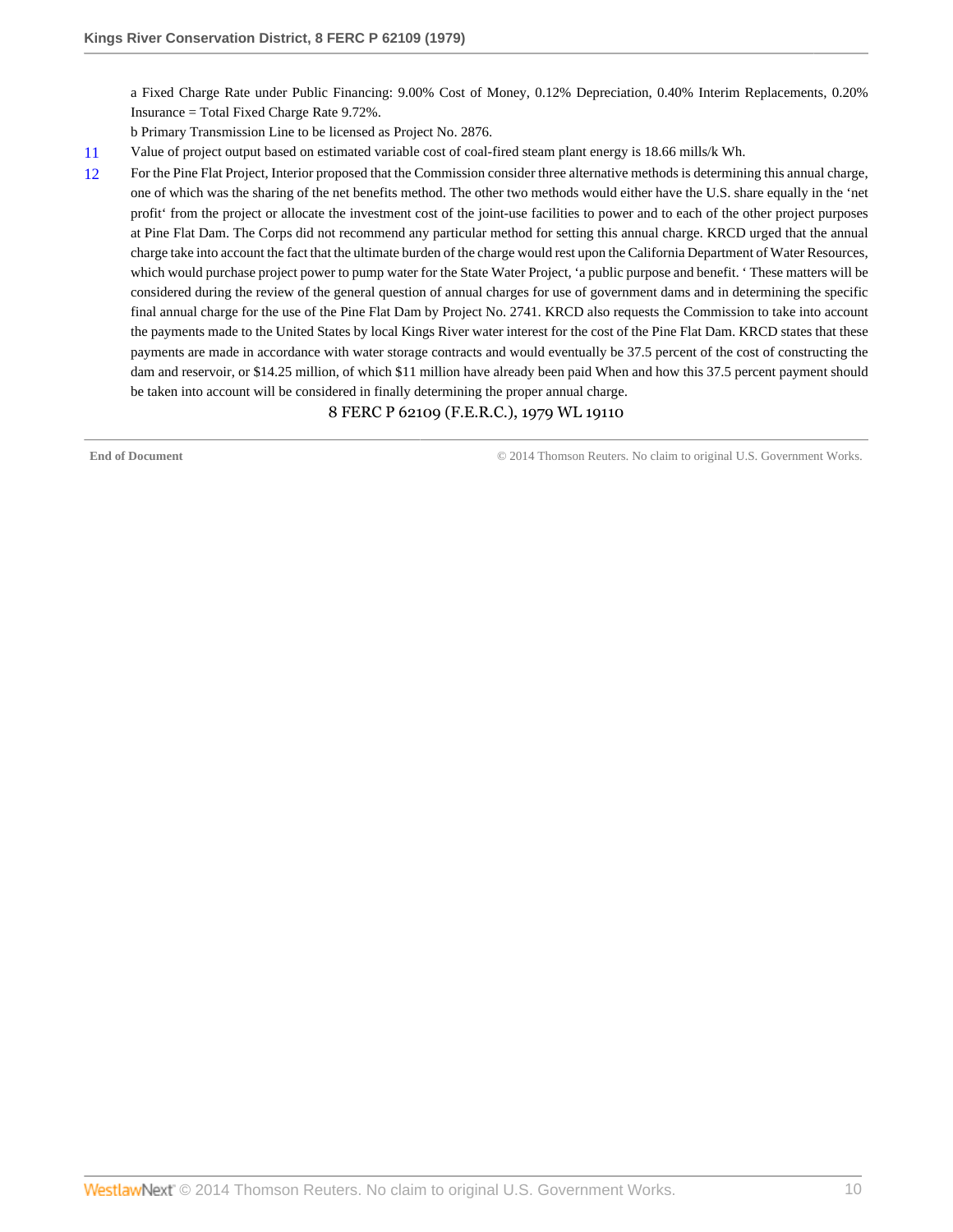a Fixed Charge Rate under Public Financing: 9.00% Cost of Money, 0.12% Depreciation, 0.40% Interim Replacements, 0.20% Insurance = Total Fixed Charge Rate 9.72%.

b Primary Transmission Line to be licensed as Project No. 2876.

11 Value of project output based on estimated variable cost of coal-fired steam plant energy is 18.66 mills/k Wh.

12 For the Pine Flat Project, Interior proposed that the Commission consider three alternative methods is determining this annual charge, one of which was the sharing of the net benefits method. The other two methods would either have the U.S. share equally in the 'net profit' from the project or allocate the investment cost of the joint-use facilities to power and to each of the other project purposes at Pine Flat Dam. The Corps did not recommend any particular method for setting this annual charge. KRCD urged that the annual charge take into account the fact that the ultimate burden of the charge would rest upon the California Department of Water Resources, which would purchase project power to pump water for the State Water Project, 'a public purpose and benefit. ' These matters will be considered during the review of the general question of annual charges for use of government dams and in determining the specific final annual charge for the use of the Pine Flat Dam by Project No. 2741. KRCD also requests the Commission to take into account the payments made to the United States by local Kings River water interest for the cost of the Pine Flat Dam. KRCD states that these payments are made in accordance with water storage contracts and would eventually be 37.5 percent of the cost of constructing the dam and reservoir, or $14.25 million, of which $11 million have already been paid When and how this 37.5 percent payment should be taken into account will be considered in finally determining the proper annual charge.

8 FERC P 62109 (F.E.R.C.), 1979 WL 19110

End of Document © 2014 Thomson Reuters. No claim to original U.S. Government Works.